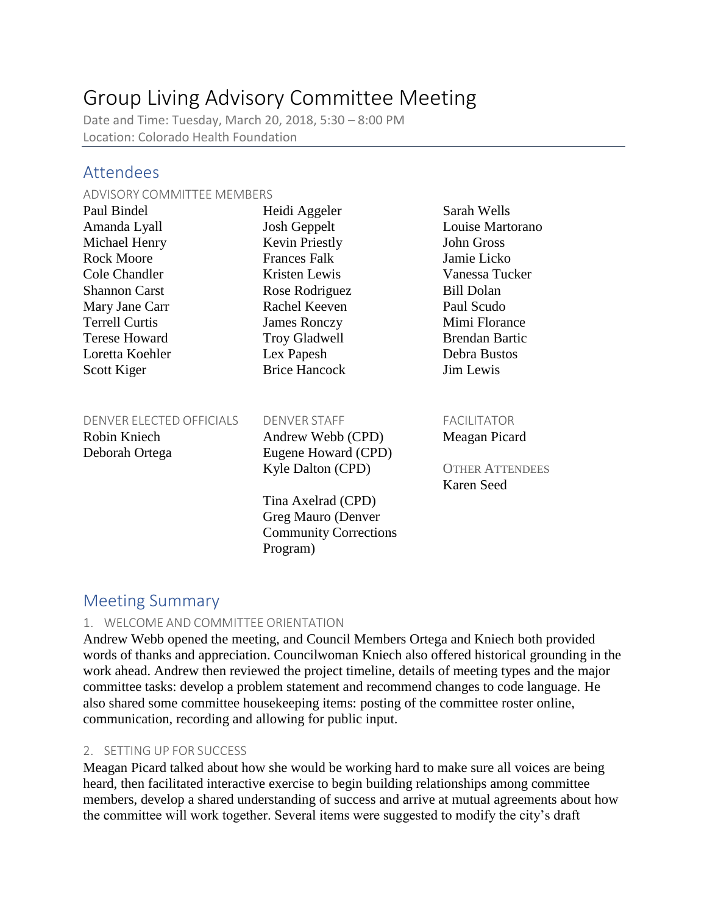# Group Living Advisory Committee Meeting

Date and Time: Tuesday, March 20, 2018, 5:30 – 8:00 PM
Location: Colorado Health Foundation

## Attendees

### ADVISORY COMMITTEE MEMBERS

Paul Bindel
Amanda Lyall
Michael Henry
Rock Moore
Cole Chandler
Shannon Carst
Mary Jane Carr
Terrell Curtis
Terese Howard
Loretta Koehler
Scott Kiger
Heidi Aggeler
Josh Geppelt
Kevin Priestly
Frances Falk
Kristen Lewis
Rose Rodriguez
Rachel Keeven
James Ronczy
Troy Gladwell
Lex Papesh
Brice Hancock
Sarah Wells
Louise Martorano
John Gross
Jamie Licko
Vanessa Tucker
Bill Dolan
Paul Scudo
Mimi Florance
Brendan Bartic
Debra Bustos
Jim Lewis

### DENVER ELECTED OFFICIALS

Robin Kniech
Deborah Ortega

### DENVER STAFF

Andrew Webb (CPD)
Eugene Howard (CPD)
Kyle Dalton (CPD)

Tina Axelrad (CPD)
Greg Mauro (Denver Community Corrections Program)

### FACILITATOR

Meagan Picard

### OTHER ATTENDEES

Karen Seed

## Meeting Summary

### 1. WELCOME AND COMMITTEE ORIENTATION

Andrew Webb opened the meeting, and Council Members Ortega and Kniech both provided words of thanks and appreciation. Councilwoman Kniech also offered historical grounding in the work ahead. Andrew then reviewed the project timeline, details of meeting types and the major committee tasks: develop a problem statement and recommend changes to code language. He also shared some committee housekeeping items: posting of the committee roster online, communication, recording and allowing for public input.

### 2. SETTING UP FOR SUCCESS

Meagan Picard talked about how she would be working hard to make sure all voices are being heard, then facilitated interactive exercise to begin building relationships among committee members, develop a shared understanding of success and arrive at mutual agreements about how the committee will work together. Several items were suggested to modify the city's draft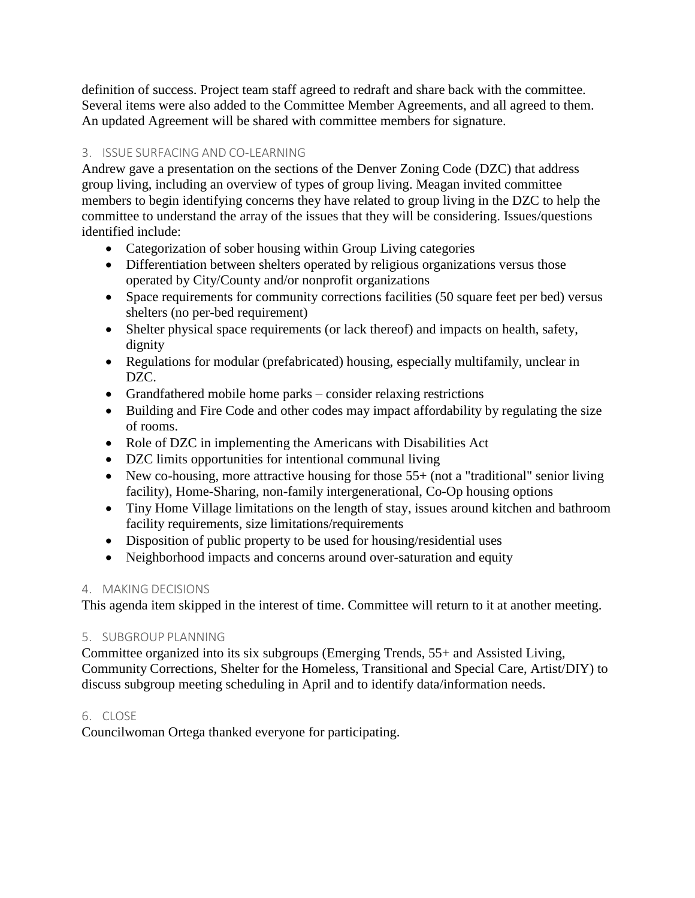definition of success. Project team staff agreed to redraft and share back with the committee. Several items were also added to the Committee Member Agreements, and all agreed to them. An updated Agreement will be shared with committee members for signature.

## 3. ISSUE SURFACING AND CO-LEARNING

Andrew gave a presentation on the sections of the Denver Zoning Code (DZC) that address group living, including an overview of types of group living. Meagan invited committee members to begin identifying concerns they have related to group living in the DZC to help the committee to understand the array of the issues that they will be considering. Issues/questions identified include:

- Categorization of sober housing within Group Living categories
- Differentiation between shelters operated by religious organizations versus those operated by City/County and/or nonprofit organizations
- Space requirements for community corrections facilities (50 square feet per bed) versus shelters (no per-bed requirement)
- Shelter physical space requirements (or lack thereof) and impacts on health, safety, dignity
- Regulations for modular (prefabricated) housing, especially multifamily, unclear in DZC.
- Grandfathered mobile home parks – consider relaxing restrictions
- Building and Fire Code and other codes may impact affordability by regulating the size of rooms.
- Role of DZC in implementing the Americans with Disabilities Act
- DZC limits opportunities for intentional communal living
- New co-housing, more attractive housing for those 55+ (not a "traditional" senior living facility), Home-Sharing, non-family intergenerational, Co-Op housing options
- Tiny Home Village limitations on the length of stay, issues around kitchen and bathroom facility requirements, size limitations/requirements
- Disposition of public property to be used for housing/residential uses
- Neighborhood impacts and concerns around over-saturation and equity

## 4. MAKING DECISIONS

This agenda item skipped in the interest of time. Committee will return to it at another meeting.

## 5. SUBGROUP PLANNING

Committee organized into its six subgroups (Emerging Trends, 55+ and Assisted Living, Community Corrections, Shelter for the Homeless, Transitional and Special Care, Artist/DIY) to discuss subgroup meeting scheduling in April and to identify data/information needs.

## 6. CLOSE

Councilwoman Ortega thanked everyone for participating.